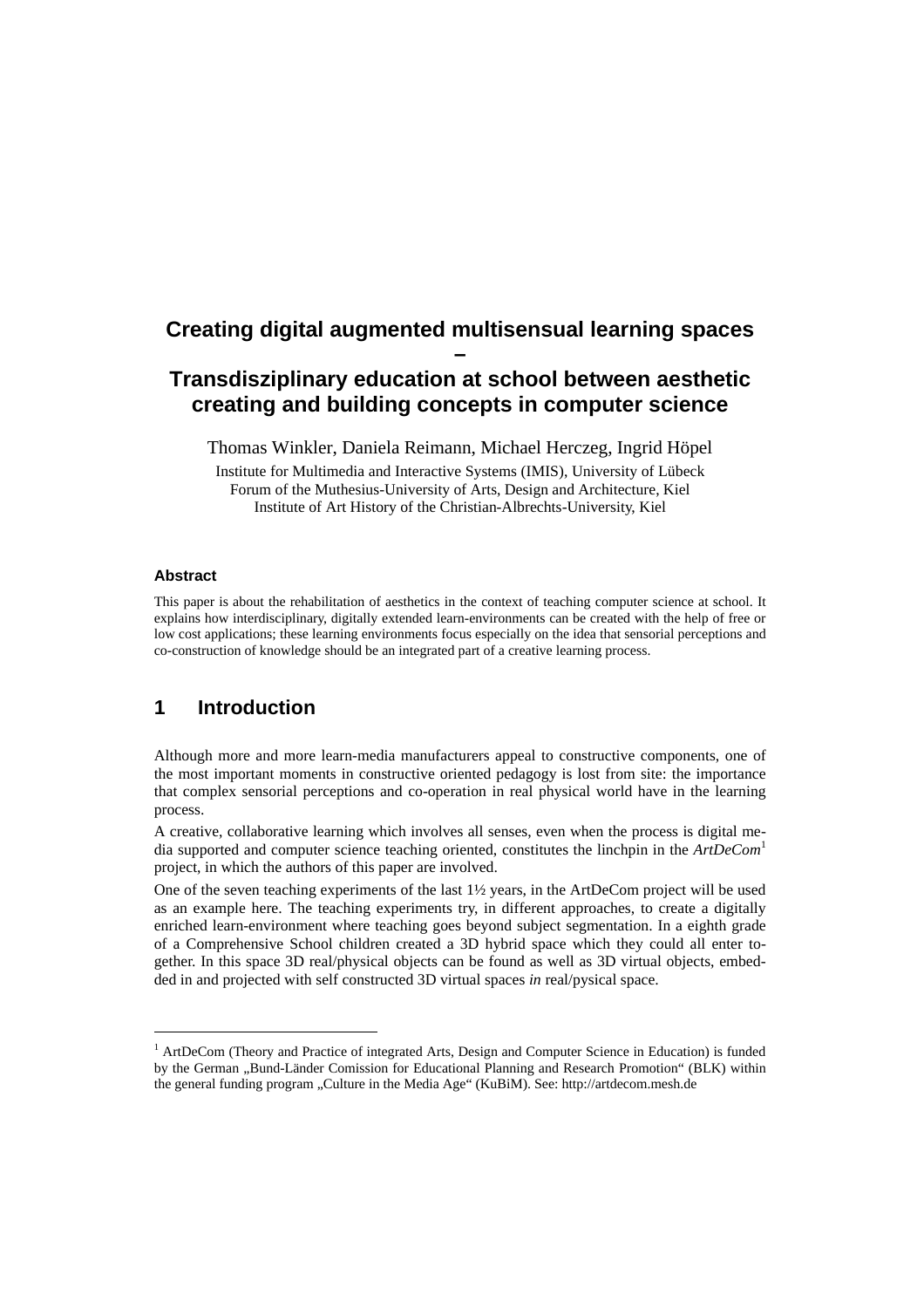# Creating digital augmented multisensual learning spaces
# –
# Transdisziplinary education at school between aesthetic creating and building concepts in computer science

Thomas Winkler, Daniela Reimann, Michael Herczeg, Ingrid Höpel

Institute for Multimedia and Interactive Systems (IMIS), University of Lübeck
Forum of the Muthesius-University of Arts, Design and Architecture, Kiel
Institute of Art History of the Christian-Albrechts-University, Kiel

### Abstract

This paper is about the rehabilitation of aesthetics in the context of teaching computer science at school. It explains how interdisciplinary, digitally extended learn-environments can be created with the help of free or low cost applications; these learning environments focus especially on the idea that sensorial perceptions and co-construction of knowledge should be an integrated part of a creative learning process.

## 1 Introduction

Although more and more learn-media manufacturers appeal to constructive components, one of the most important moments in constructive oriented pedagogy is lost from site: the importance that complex sensorial perceptions and co-operation in real physical world have in the learning process.

A creative, collaborative learning which involves all senses, even when the process is digital media supported and computer science teaching oriented, constitutes the linchpin in the *ArtDeCom*[1] project, in which the authors of this paper are involved.

One of the seven teaching experiments of the last 1½ years, in the ArtDeCom project will be used as an example here. The teaching experiments try, in different approaches, to create a digitally enriched learn-environment where teaching goes beyond subject segmentation. In a eighth grade of a Comprehensive School children created a 3D hybrid space which they could all enter together. In this space 3D real/physical objects can be found as well as 3D virtual objects, embedded in and projected with self constructed 3D virtual spaces *in* real/pysical space.

[1] ArtDeCom (Theory and Practice of integrated Arts, Design and Computer Science in Education) is funded by the German „Bund-Länder Comission for Educational Planning and Research Promotion“ (BLK) within the general funding program „Culture in the Media Age“ (KuBiM). See: http://artdecom.mesh.de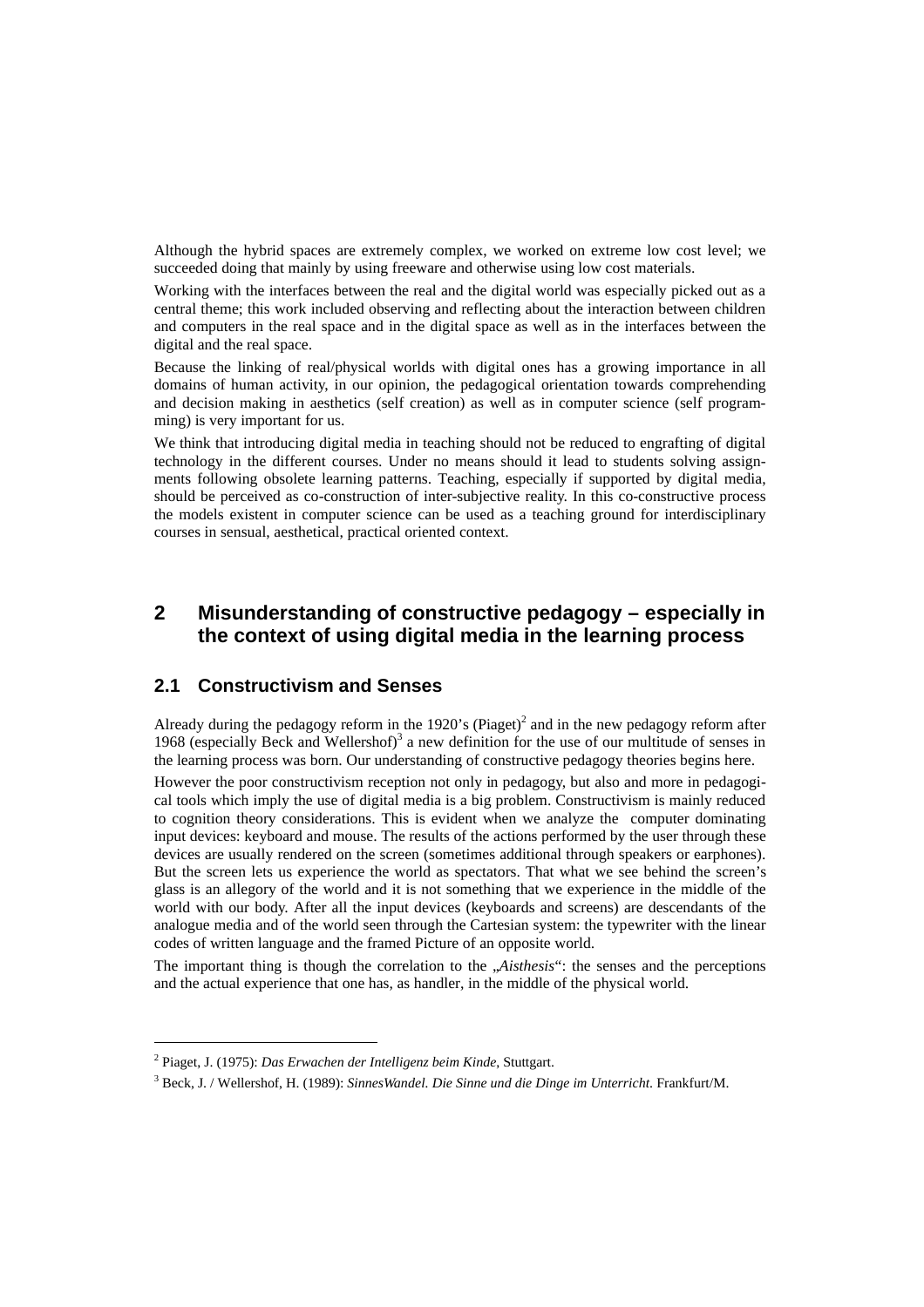Although the hybrid spaces are extremely complex, we worked on extreme low cost level; we succeeded doing that mainly by using freeware and otherwise using low cost materials.

Working with the interfaces between the real and the digital world was especially picked out as a central theme; this work included observing and reflecting about the interaction between children and computers in the real space and in the digital space as well as in the interfaces between the digital and the real space.

Because the linking of real/physical worlds with digital ones has a growing importance in all domains of human activity, in our opinion, the pedagogical orientation towards comprehending and decision making in aesthetics (self creation) as well as in computer science (self programming) is very important for us.

We think that introducing digital media in teaching should not be reduced to engrafting of digital technology in the different courses. Under no means should it lead to students solving assignments following obsolete learning patterns. Teaching, especially if supported by digital media, should be perceived as co-construction of inter-subjective reality. In this co-constructive process the models existent in computer science can be used as a teaching ground for interdisciplinary courses in sensual, aesthetical, practical oriented context.

## 2 Misunderstanding of constructive pedagogy – especially in the context of using digital media in the learning process

### 2.1 Constructivism and Senses

Already during the pedagogy reform in the 1920's (Piaget)[2] and in the new pedagogy reform after 1968 (especially Beck and Wellershof)[3] a new definition for the use of our multitude of senses in the learning process was born. Our understanding of constructive pedagogy theories begins here.

However the poor constructivism reception not only in pedagogy, but also and more in pedagogical tools which imply the use of digital media is a big problem. Constructivism is mainly reduced to cognition theory considerations. This is evident when we analyze the computer dominating input devices: keyboard and mouse. The results of the actions performed by the user through these devices are usually rendered on the screen (sometimes additional through speakers or earphones). But the screen lets us experience the world as spectators. That what we see behind the screen's glass is an allegory of the world and it is not something that we experience in the middle of the world with our body. After all the input devices (keyboards and screens) are descendants of the analogue media and of the world seen through the Cartesian system: the typewriter with the linear codes of written language and the framed Picture of an opposite world.

The important thing is though the correlation to the „*Aisthesis*": the senses and the perceptions and the actual experience that one has, as handler, in the middle of the physical world.

---

[2] Piaget, J. (1975): *Das Erwachen der Intelligenz beim Kinde*, Stuttgart.

[3] Beck, J. / Wellershof, H. (1989): *SinnesWandel. Die Sinne und die Dinge im Unterricht.* Frankfurt/M.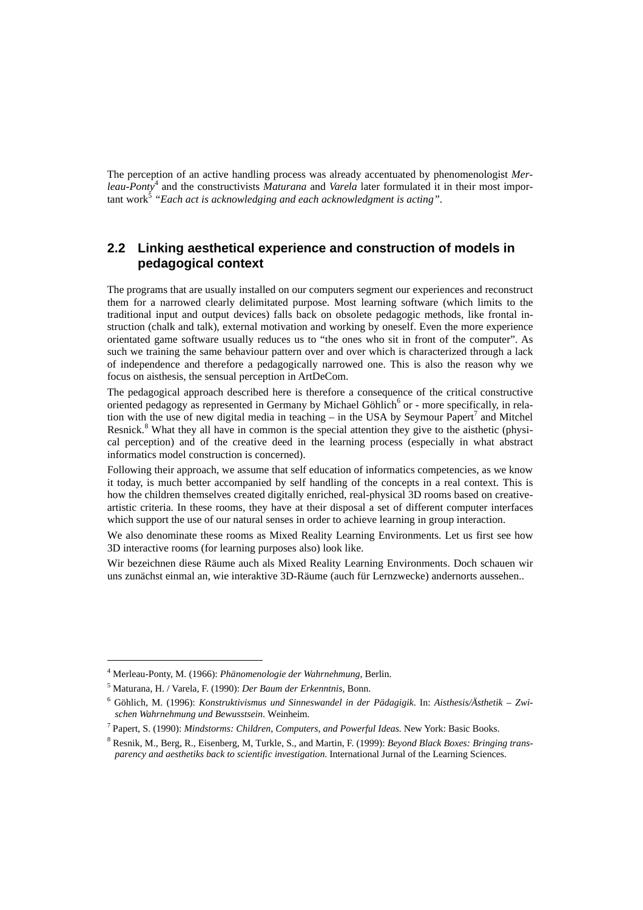The perception of an active handling process was already accentuated by phenomenologist *Merleau-Ponty*[4] and the constructivists *Maturana* and *Varela* later formulated it in their most important work[5] *"Each act is acknowledging and each acknowledgment is acting"*.

## 2.2 Linking aesthetical experience and construction of models in pedagogical context

The programs that are usually installed on our computers segment our experiences and reconstruct them for a narrowed clearly delimitated purpose. Most learning software (which limits to the traditional input and output devices) falls back on obsolete pedagogic methods, like frontal instruction (chalk and talk), external motivation and working by oneself. Even the more experience orientated game software usually reduces us to "the ones who sit in front of the computer". As such we training the same behaviour pattern over and over which is characterized through a lack of independence and therefore a pedagogically narrowed one. This is also the reason why we focus on aisthesis, the sensual perception in ArtDeCom.

The pedagogical approach described here is therefore a consequence of the critical constructive oriented pedagogy as represented in Germany by Michael Göhlich[6] or - more specifically, in relation with the use of new digital media in teaching – in the USA by Seymour Papert[7] and Mitchel Resnick.[8] What they all have in common is the special attention they give to the aisthetic (physical perception) and of the creative deed in the learning process (especially in what abstract informatics model construction is concerned).

Following their approach, we assume that self education of informatics competencies, as we know it today, is much better accompanied by self handling of the concepts in a real context. This is how the children themselves created digitally enriched, real-physical 3D rooms based on creative-artistic criteria. In these rooms, they have at their disposal a set of different computer interfaces which support the use of our natural senses in order to achieve learning in group interaction.

We also denominate these rooms as Mixed Reality Learning Environments. Let us first see how 3D interactive rooms (for learning purposes also) look like.

Wir bezeichnen diese Räume auch als Mixed Reality Learning Environments. Doch schauen wir uns zunächst einmal an, wie interaktive 3D-Räume (auch für Lernzwecke) andernorts aussehen..

---

[4] Merleau-Ponty, M. (1966): *Phänomenologie der Wahrnehmung*, Berlin.

[5] Maturana, H. / Varela, F. (1990): *Der Baum der Erkenntnis*, Bonn.

[6] Göhlich, M. (1996): *Konstruktivismus und Sinneswandel in der Pädagigik*. In: *Aisthesis/Ästhetik – Zwischen Wahrnehmung und Bewusstsein*. Weinheim.

[7] Papert, S. (1990): *Mindstorms: Children, Computers, and Powerful Ideas*. New York: Basic Books.

[8] Resnik, M., Berg, R., Eisenberg, M, Turkle, S., and Martin, F. (1999): *Beyond Black Boxes: Bringing transparency and aesthetiks back to scientific investigation*. International Jurnal of the Learning Sciences.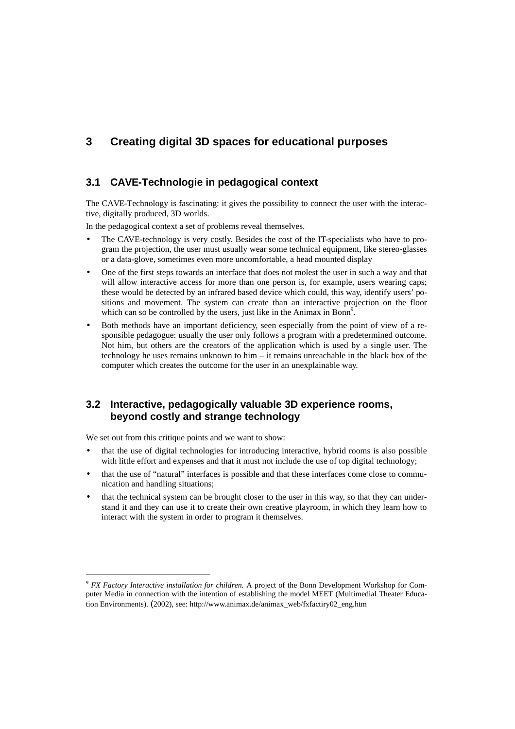# 3 Creating digital 3D spaces for educational purposes

## 3.1 CAVE-Technologie in pedagogical context

The CAVE-Technology is fascinating: it gives the possibility to connect the user with the interactive, digitally produced, 3D worlds.

In the pedagogical context a set of problems reveal themselves.

- The CAVE-technology is very costly. Besides the cost of the IT-specialists who have to program the projection, the user must usually wear some technical equipment, like stereo-glasses or a data-glove, sometimes even more uncomfortable, a head mounted display
- One of the first steps towards an interface that does not molest the user in such a way and that will allow interactive access for more than one person is, for example, users wearing caps; these would be detected by an infrared based device which could, this way, identify users' positions and movement. The system can create than an interactive projection on the floor which can so be controlled by the users, just like in the Animax in Bonn[9].
- Both methods have an important deficiency, seen especially from the point of view of a responsible pedagogue: usually the user only follows a program with a predetermined outcome. Not him, but others are the creators of the application which is used by a single user. The technology he uses remains unknown to him – it remains unreachable in the black box of the computer which creates the outcome for the user in an unexplainable way.

## 3.2 Interactive, pedagogically valuable 3D experience rooms, beyond costly and strange technology

We set out from this critique points and we want to show:

- that the use of digital technologies for introducing interactive, hybrid rooms is also possible with little effort and expenses and that it must not include the use of top digital technology;
- that the use of "natural" interfaces is possible and that these interfaces come close to communication and handling situations;
- that the technical system can be brought closer to the user in this way, so that they can understand it and they can use it to create their own creative playroom, in which they learn how to interact with the system in order to program it themselves.

---

[9] *FX Factory Interactive installation for children.* A project of the Bonn Development Workshop for Computer Media in connection with the intention of establishing the model MEET (Multimedial Theater Education Environments). (2002), see: http://www.animax.de/animax_web/fxfactiry02_eng.htm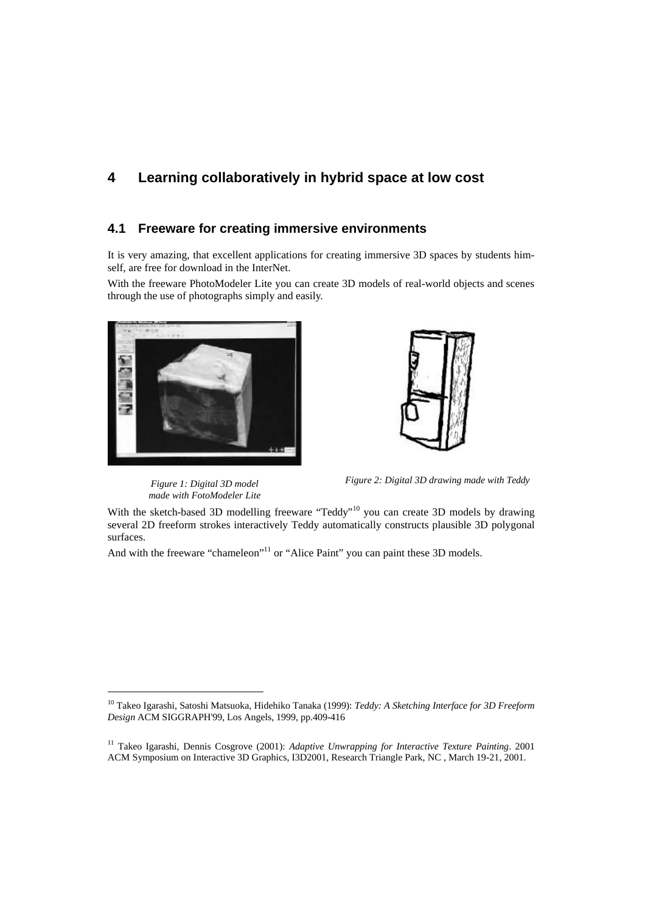# 4 Learning collaboratively in hybrid space at low cost

## 4.1 Freeware for creating immersive environments

It is very amazing, that excellent applications for creating immersive 3D spaces by students himself, are free for download in the InterNet.

With the freeware PhotoModeler Lite you can create 3D models of real-world objects and scenes through the use of photographs simply and easily.

*Figure 1: Digital 3D model made with FotoModeler Lite*

*Figure 2: Digital 3D drawing made with Teddy*

With the sketch-based 3D modelling freeware "Teddy"[10] you can create 3D models by drawing several 2D freeform strokes interactively Teddy automatically constructs plausible 3D polygonal surfaces.

And with the freeware "chameleon"[11] or "Alice Paint" you can paint these 3D models.

---

[10] Takeo Igarashi, Satoshi Matsuoka, Hidehiko Tanaka (1999): *Teddy: A Sketching Interface for 3D Freeform Design* ACM SIGGRAPH'99, Los Angels, 1999, pp.409-416

[11] Takeo Igarashi, Dennis Cosgrove (2001): *Adaptive Unwrapping for Interactive Texture Painting*. 2001 ACM Symposium on Interactive 3D Graphics, I3D2001, Research Triangle Park, NC , March 19-21, 2001.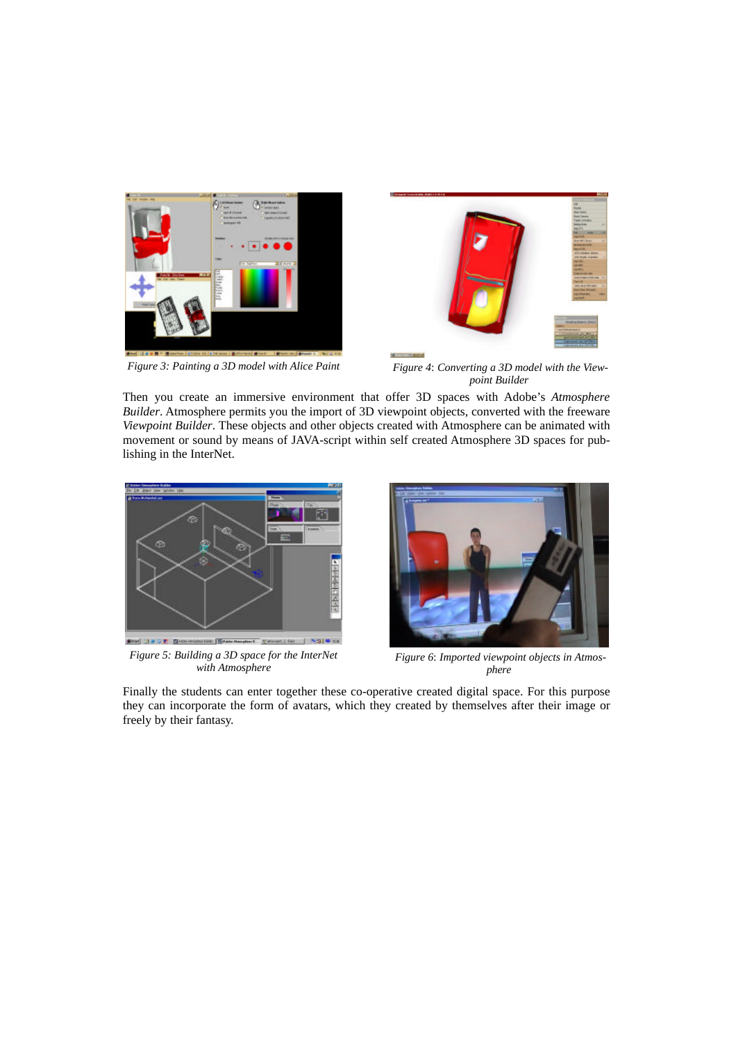Figure 3: Painting a 3D model with Alice Paint

Figure 4: Converting a 3D model with the Viewpoint Builder

Then you create an immersive environment that offer 3D spaces with Adobe's *Atmosphere Builder*. Atmosphere permits you the import of 3D viewpoint objects, converted with the freeware *Viewpoint Builder*. These objects and other objects created with Atmosphere can be animated with movement or sound by means of JAVA-script within self created Atmosphere 3D spaces for publishing in the InterNet.

Figure 5: Building a 3D space for the InterNet with Atmosphere

Figure 6: Imported viewpoint objects in Atmosphere

Finally the students can enter together these co-operative created digital space. For this purpose they can incorporate the form of avatars, which they created by themselves after their image or freely by their fantasy.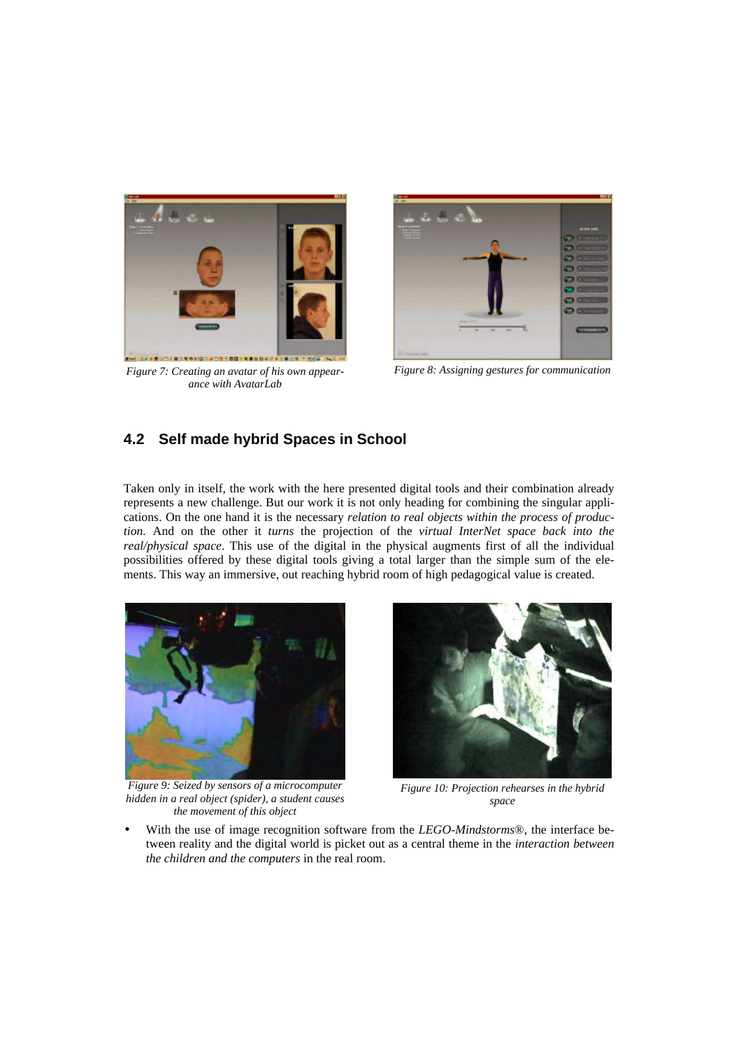*Figure 7: Creating an avatar of his own appearance with AvatarLab*

*Figure 8: Assigning gestures for communication*

## 4.2 Self made hybrid Spaces in School

Taken only in itself, the work with the here presented digital tools and their combination already represents a new challenge. But our work it is not only heading for combining the singular applications. On the one hand it is the necessary *relation to real objects within the process of production*. And on the other it *turns* the projection of the *virtual InterNet space back into the real/physical space*. This use of the digital in the physical augments first of all the individual possibilities offered by these digital tools giving a total larger than the simple sum of the elements. This way an immersive, out reaching hybrid room of high pedagogical value is created.

*Figure 9: Seized by sensors of a microcomputer hidden in a real object (spider), a student causes the movement of this object*

*Figure 10: Projection rehearses in the hybrid space*

- With the use of image recognition software from the *LEGO-Mindstorms®*, the interface between reality and the digital world is picket out as a central theme in the *interaction between the children and the computers* in the real room.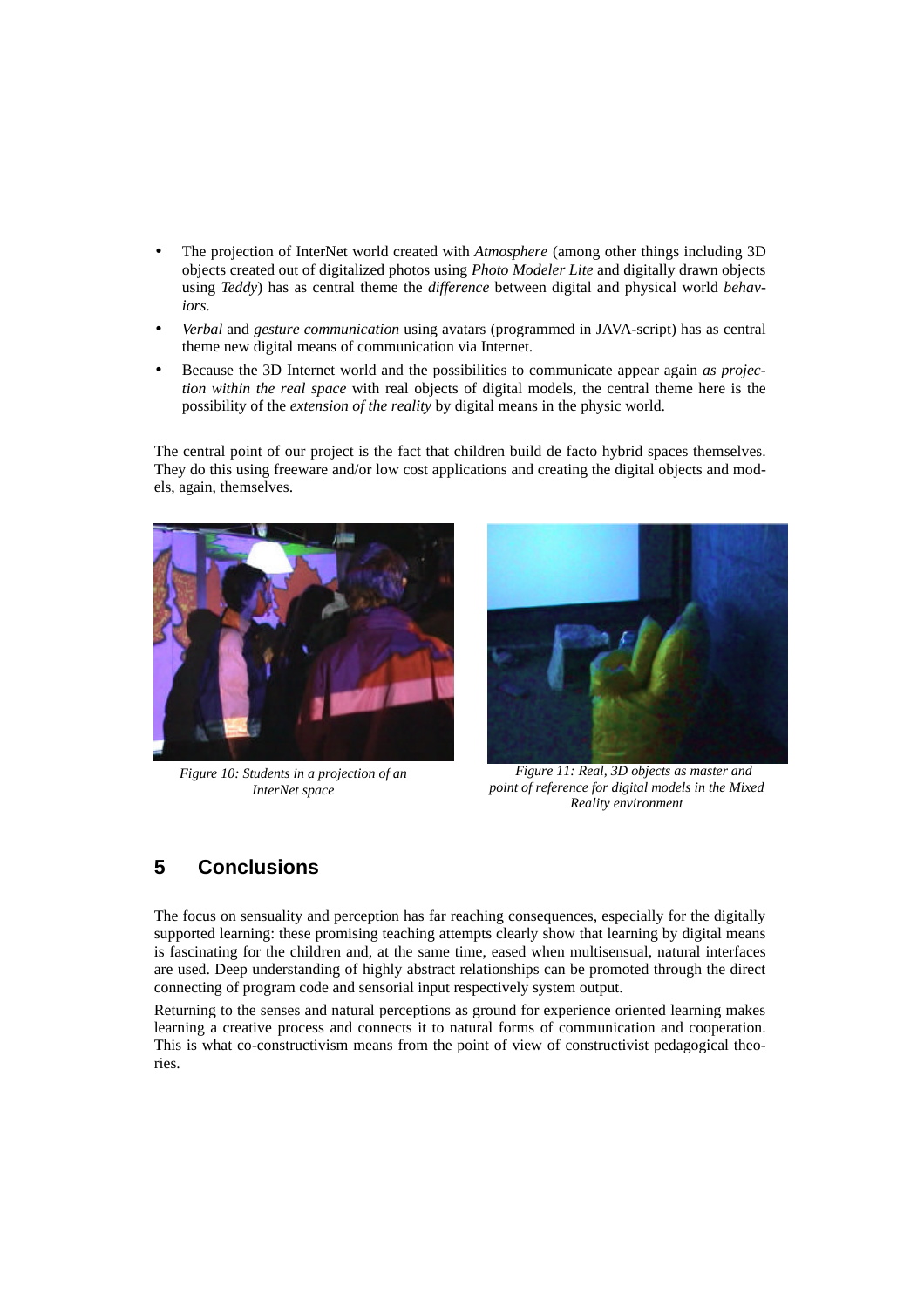- The projection of InterNet world created with *Atmosphere* (among other things including 3D objects created out of digitalized photos using *Photo Modeler Lite* and digitally drawn objects using *Teddy*) has as central theme the *difference* between digital and physical world *behaviors*.
- *Verbal* and *gesture communication* using avatars (programmed in JAVA-script) has as central theme new digital means of communication via Internet.
- Because the 3D Internet world and the possibilities to communicate appear again *as projection within the real space* with real objects of digital models, the central theme here is the possibility of the *extension of the reality* by digital means in the physic world.

The central point of our project is the fact that children build de facto hybrid spaces themselves. They do this using freeware and/or low cost applications and creating the digital objects and models, again, themselves.

*Figure 10: Students in a projection of an InterNet space*

*Figure 11: Real, 3D objects as master and point of reference for digital models in the Mixed Reality environment*

## 5 Conclusions

The focus on sensuality and perception has far reaching consequences, especially for the digitally supported learning: these promising teaching attempts clearly show that learning by digital means is fascinating for the children and, at the same time, eased when multisensual, natural interfaces are used. Deep understanding of highly abstract relationships can be promoted through the direct connecting of program code and sensorial input respectively system output.

Returning to the senses and natural perceptions as ground for experience oriented learning makes learning a creative process and connects it to natural forms of communication and cooperation. This is what co-constructivism means from the point of view of constructivist pedagogical theories.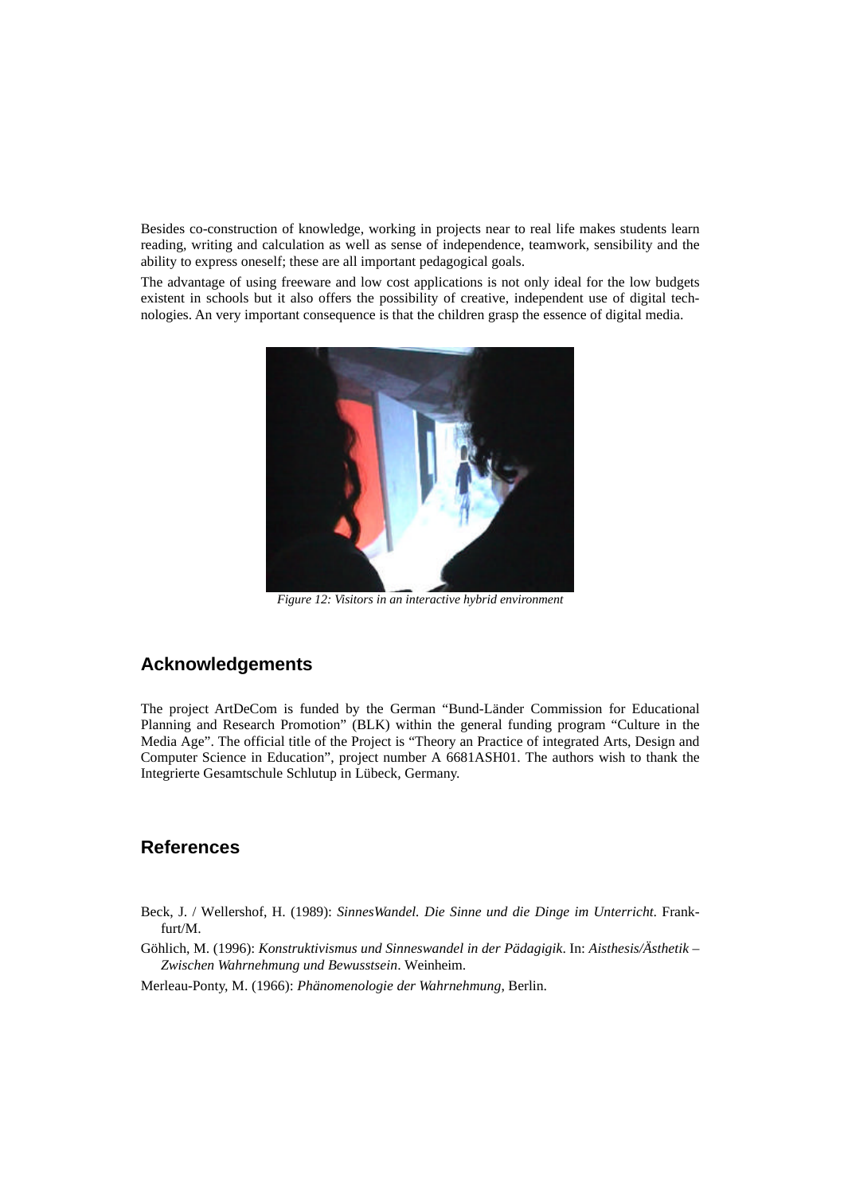Besides co-construction of knowledge, working in projects near to real life makes students learn reading, writing and calculation as well as sense of independence, teamwork, sensibility and the ability to express oneself; these are all important pedagogical goals.

The advantage of using freeware and low cost applications is not only ideal for the low budgets existent in schools but it also offers the possibility of creative, independent use of digital technologies. An very important consequence is that the children grasp the essence of digital media.

*Figure 12: Visitors in an interactive hybrid environment*

## Acknowledgements

The project ArtDeCom is funded by the German "Bund-Länder Commission for Educational Planning and Research Promotion" (BLK) within the general funding program "Culture in the Media Age". The official title of the Project is "Theory an Practice of integrated Arts, Design and Computer Science in Education", project number A 6681ASH01. The authors wish to thank the Integrierte Gesamtschule Schlutup in Lübeck, Germany.

## References

Beck, J. / Wellershof, H. (1989): *SinnesWandel. Die Sinne und die Dinge im Unterricht*. Frankfurt/M.

Göhlich, M. (1996): *Konstruktivismus und Sinneswandel in der Pädagigik*. In: *Aisthesis/Ästhetik – Zwischen Wahrnehmung und Bewusstsein*. Weinheim.

Merleau-Ponty, M. (1966): *Phänomenologie der Wahrnehmung*, Berlin.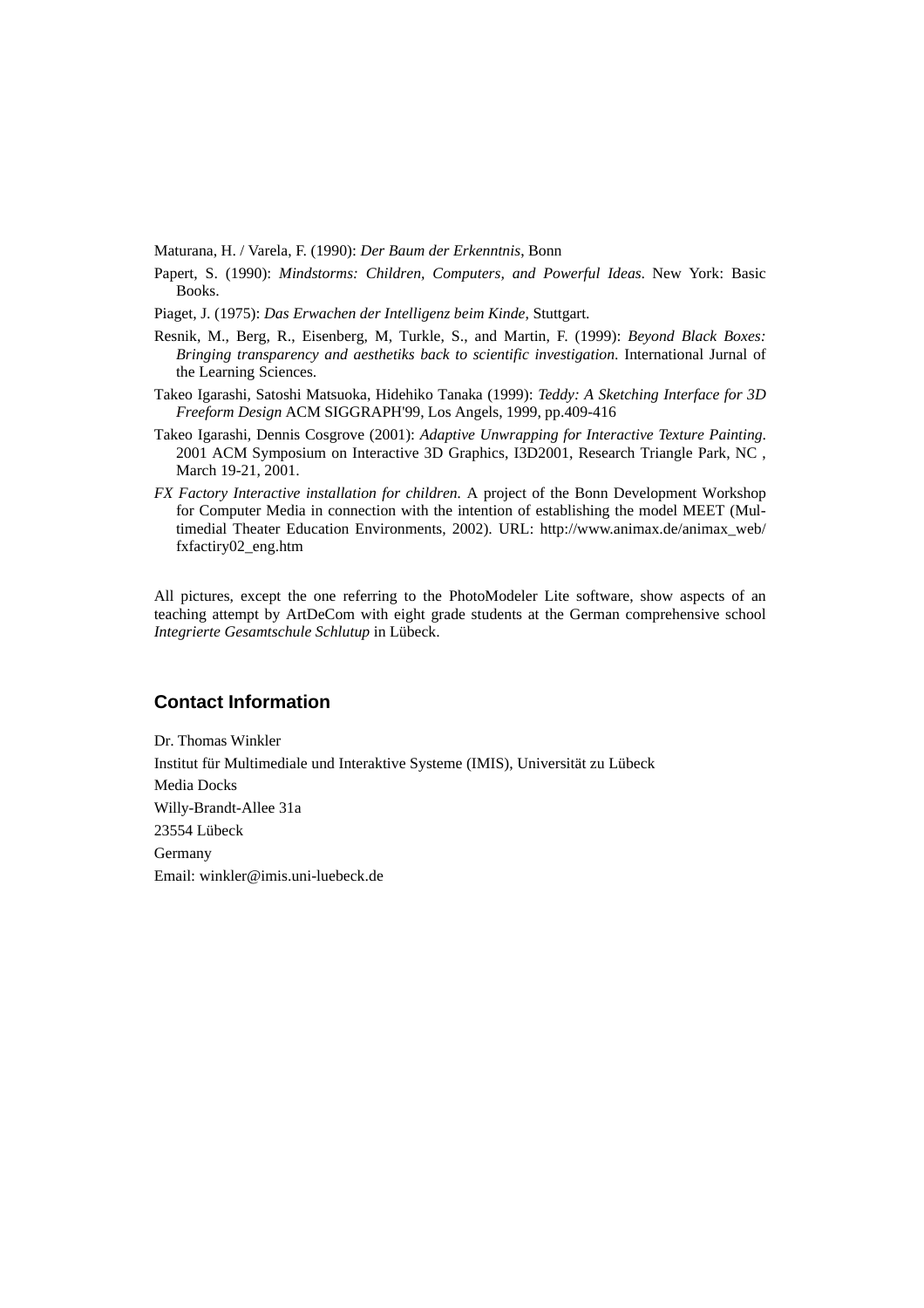Maturana, H. / Varela, F. (1990): *Der Baum der Erkenntnis*, Bonn

Papert, S. (1990): *Mindstorms: Children, Computers, and Powerful Ideas*. New York: Basic Books.

Piaget, J. (1975): *Das Erwachen der Intelligenz beim Kinde*, Stuttgart.

Resnik, M., Berg, R., Eisenberg, M, Turkle, S., and Martin, F. (1999): *Beyond Black Boxes: Bringing transparency and aesthetiks back to scientific investigation*. International Jurnal of the Learning Sciences.

Takeo Igarashi, Satoshi Matsuoka, Hidehiko Tanaka (1999): *Teddy: A Sketching Interface for 3D Freeform Design* ACM SIGGRAPH'99, Los Angels, 1999, pp.409-416

Takeo Igarashi, Dennis Cosgrove (2001): *Adaptive Unwrapping for Interactive Texture Painting*. 2001 ACM Symposium on Interactive 3D Graphics, I3D2001, Research Triangle Park, NC , March 19-21, 2001.

*FX Factory Interactive installation for children.* A project of the Bonn Development Workshop for Computer Media in connection with the intention of establishing the model MEET (Multimedial Theater Education Environments, 2002). URL: http://www.animax.de/animax_web/fxfactiry02_eng.htm

All pictures, except the one referring to the PhotoModeler Lite software, show aspects of an teaching attempt by ArtDeCom with eight grade students at the German comprehensive school *Integrierte Gesamtschule Schlutup* in Lübeck.

## Contact Information

Dr. Thomas Winkler

Institut für Multimediale und Interaktive Systeme (IMIS), Universität zu Lübeck

Media Docks

Willy-Brandt-Allee 31a

23554 Lübeck

Germany

Email: winkler@imis.uni-luebeck.de